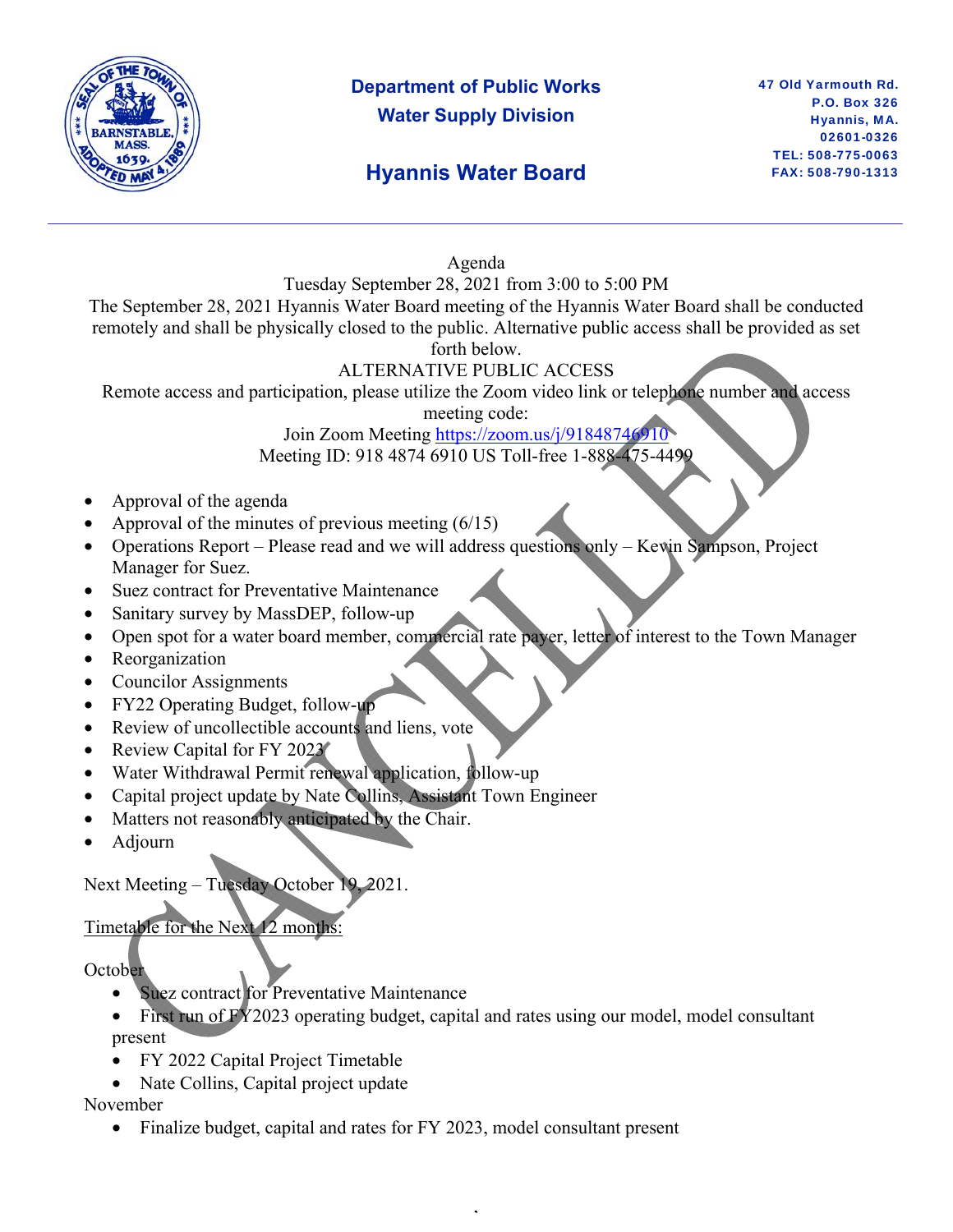**Department of Public Works**
**Water Supply Division**

## Hyannis Water Board

47 Old Yarmouth Rd.
P.O. Box 326
Hyannis, MA.
02601-0326
TEL: 508-775-0063
FAX: 508-790-1313

---

CANCELLED

Agenda
Tuesday September 28, 2021 from 3:00 to 5:00 PM

The September 28, 2021 Hyannis Water Board meeting of the Hyannis Water Board shall be conducted remotely and shall be physically closed to the public. Alternative public access shall be provided as set forth below.

ALTERNATIVE PUBLIC ACCESS

Remote access and participation, please utilize the Zoom video link or telephone number and access meeting code:

Join Zoom Meeting https://zoom.us/j/91848746910

Meeting ID: 918 4874 6910 US Toll-free 1-888-475-4499

- Approval of the agenda
- Approval of the minutes of previous meeting (6/15)
- Operations Report – Please read and we will address questions only – Kevin Sampson, Project Manager for Suez.
- Suez contract for Preventative Maintenance
- Sanitary survey by MassDEP, follow-up
- Open spot for a water board member, commercial rate payer, letter of interest to the Town Manager
- Reorganization
- Councilor Assignments
- FY22 Operating Budget, follow-up
- Review of uncollectible accounts and liens, vote
- Review Capital for FY 2023
- Water Withdrawal Permit renewal application, follow-up
- Capital project update by Nate Collins, Assistant Town Engineer
- Matters not reasonably anticipated by the Chair.
- Adjourn

Next Meeting – Tuesday October 19, 2021.

Timetable for the Next 12 months:

October

- Suez contract for Preventative Maintenance
- First run of FY2023 operating budget, capital and rates using our model, model consultant present
- FY 2022 Capital Project Timetable
- Nate Collins, Capital project update

November

- Finalize budget, capital and rates for FY 2023, model consultant present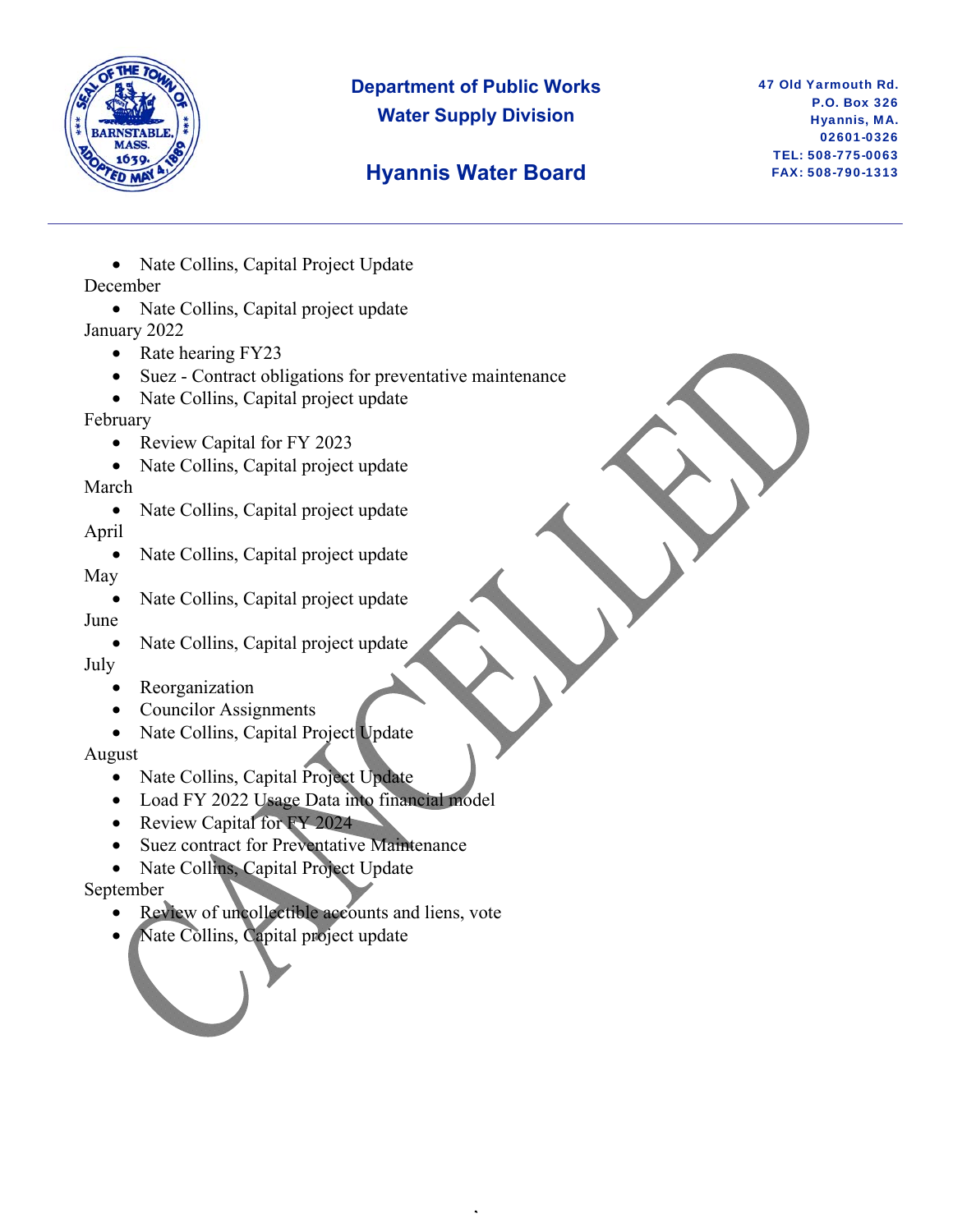**Department of Public Works**
**Water Supply Division**

**Hyannis Water Board**

47 Old Yarmouth Rd.
P.O. Box 326
Hyannis, MA.
02601-0326
TEL: 508-775-0063
FAX: 508-790-1313

- Nate Collins, Capital Project Update

December

- Nate Collins, Capital project update

January 2022

- Rate hearing FY23
- Suez - Contract obligations for preventative maintenance
- Nate Collins, Capital project update

February

- Review Capital for FY 2023
- Nate Collins, Capital project update

March

- Nate Collins, Capital project update

April

- Nate Collins, Capital project update

May

- Nate Collins, Capital project update

June

- Nate Collins, Capital project update

July

- Reorganization
- Councilor Assignments
- Nate Collins, Capital Project Update

August

- Nate Collins, Capital Project Update
- Load FY 2022 Usage Data into financial model
- Review Capital for FY 2024
- Suez contract for Preventative Maintenance
- Nate Collins, Capital Project Update

September

- Review of uncollectible accounts and liens, vote
- Nate Collins, Capital project update

CANCELLED